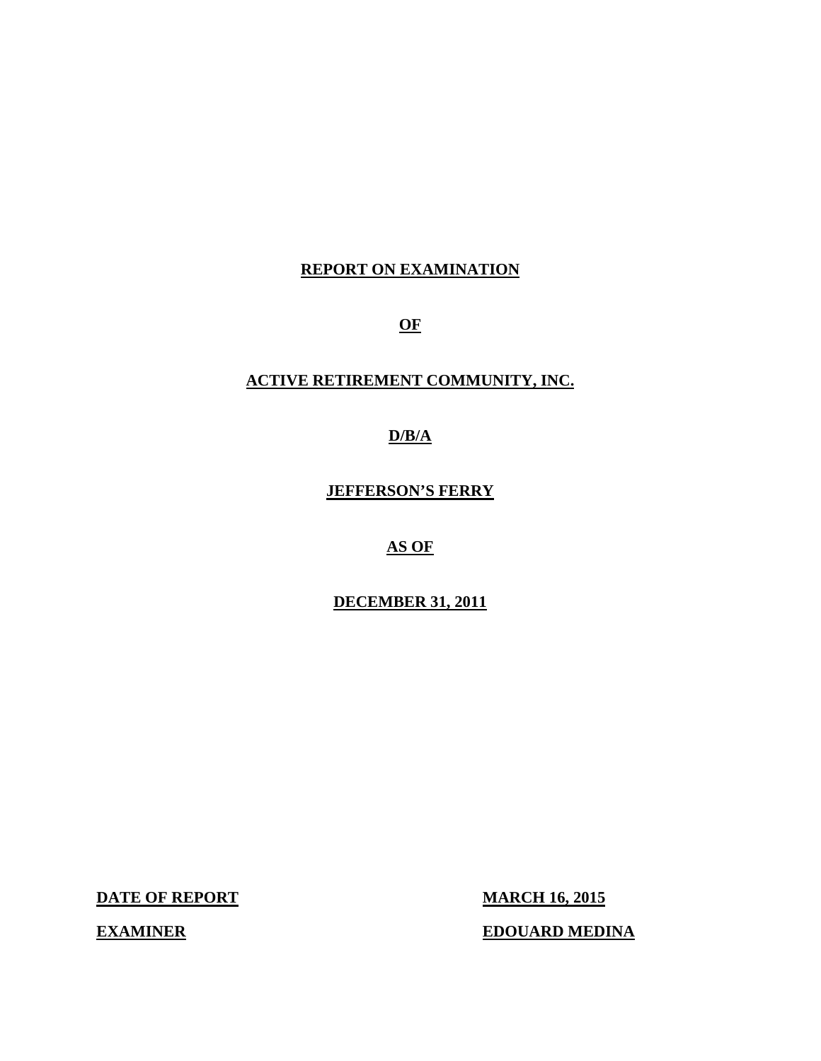# REPORT ON EXAMINATION

# OF

# ACTIVE RETIREMENT COMMUNITY, INC.

# D/B/A

# JEFFERSON'S FERRY

# AS OF

# DECEMBER 31, 2011

**DATE OF REPORT** **MARCH 16, 2015**

**EXAMINER** **EDOUARD MEDINA**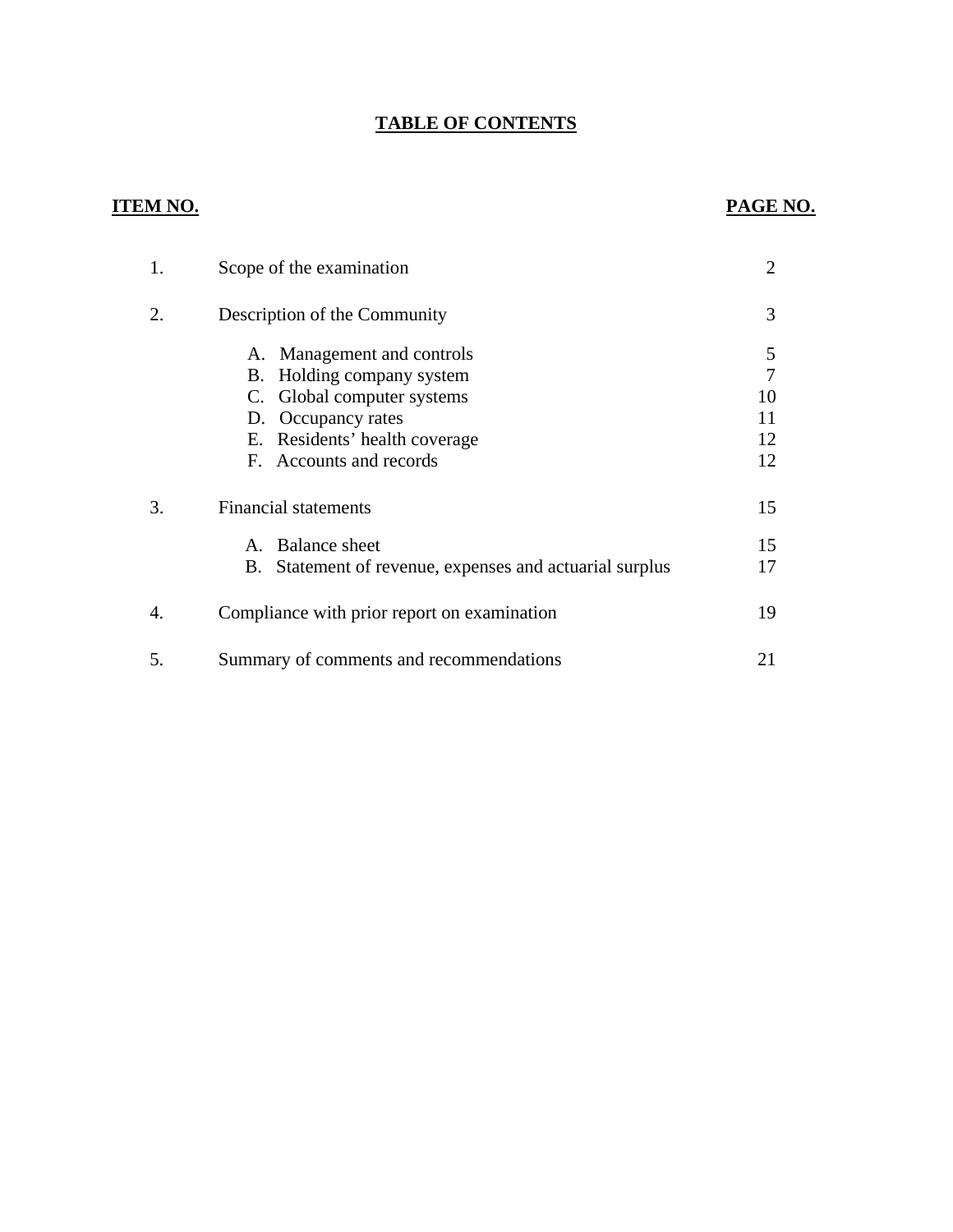# TABLE OF CONTENTS

| ITEM NO. | | PAGE NO. |
|---|---|---|
| 1. | Scope of the examination | 2 |
| 2. | Description of the Community | 3 |
| | A. Management and controls | 5 |
| | B. Holding company system | 7 |
| | C. Global computer systems | 10 |
| | D. Occupancy rates | 11 |
| | E. Residents’ health coverage | 12 |
| | F. Accounts and records | 12 |
| 3. | Financial statements | 15 |
| | A. Balance sheet | 15 |
| | B. Statement of revenue, expenses and actuarial surplus | 17 |
| 4. | Compliance with prior report on examination | 19 |
| 5. | Summary of comments and recommendations | 21 |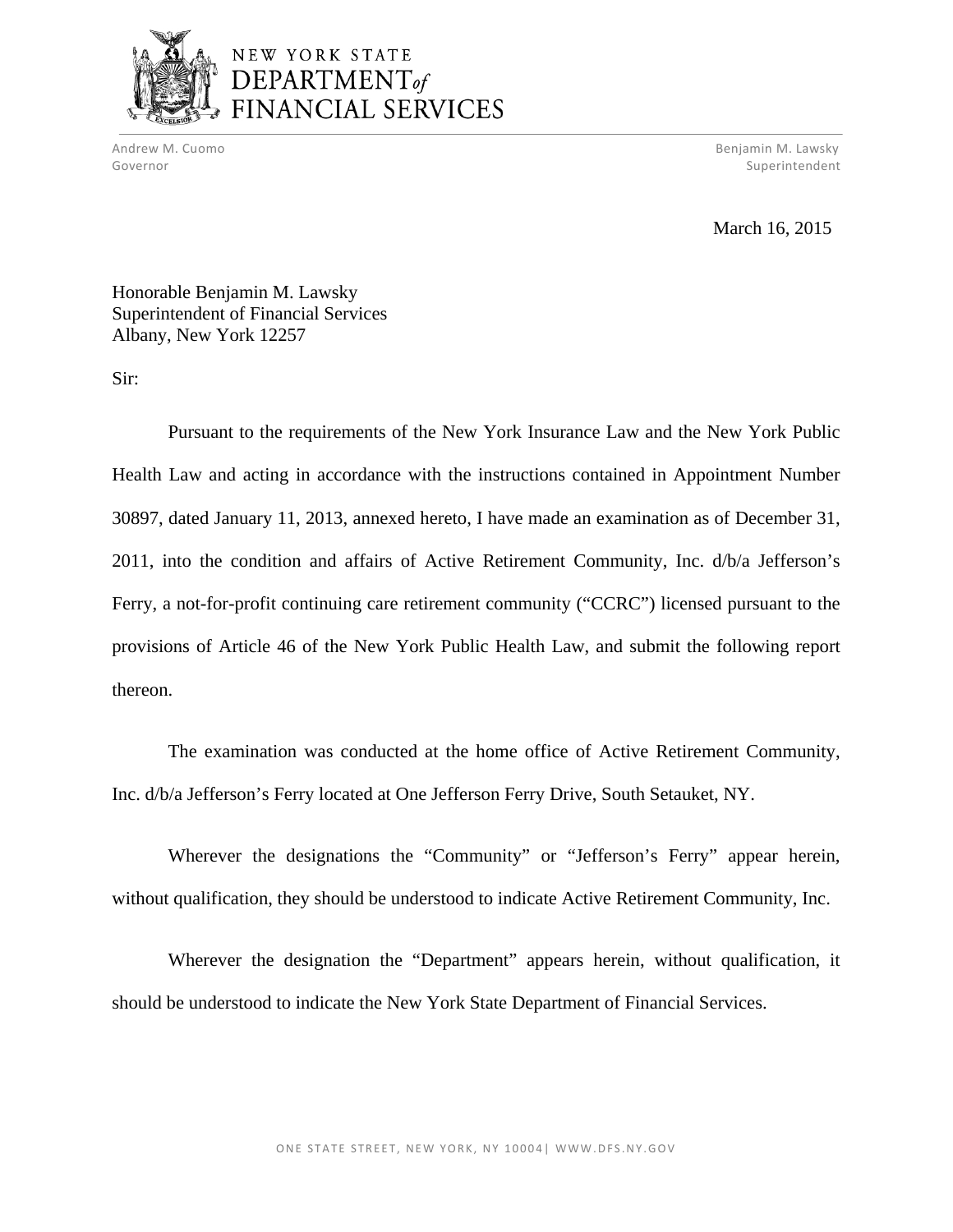NEW YORK STATE
DEPARTMENT *of*
FINANCIAL SERVICES

Andrew M. Cuomo
Governor

Benjamin M. Lawsky
Superintendent

March 16, 2015

Honorable Benjamin M. Lawsky
Superintendent of Financial Services
Albany, New York 12257

Sir:

Pursuant to the requirements of the New York Insurance Law and the New York Public Health Law and acting in accordance with the instructions contained in Appointment Number 30897, dated January 11, 2013, annexed hereto, I have made an examination as of December 31, 2011, into the condition and affairs of Active Retirement Community, Inc. d/b/a Jefferson's Ferry, a not-for-profit continuing care retirement community ("CCRC") licensed pursuant to the provisions of Article 46 of the New York Public Health Law, and submit the following report thereon.

The examination was conducted at the home office of Active Retirement Community, Inc. d/b/a Jefferson's Ferry located at One Jefferson Ferry Drive, South Setauket, NY.

Wherever the designations the "Community" or "Jefferson's Ferry" appear herein, without qualification, they should be understood to indicate Active Retirement Community, Inc.

Wherever the designation the "Department" appears herein, without qualification, it should be understood to indicate the New York State Department of Financial Services.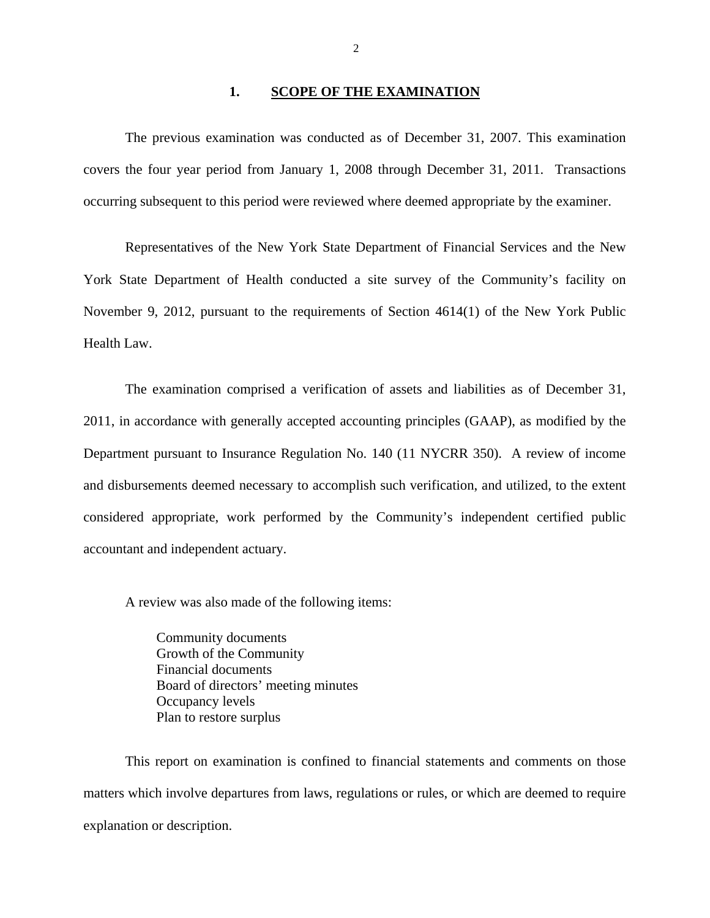## 1. SCOPE OF THE EXAMINATION

The previous examination was conducted as of December 31, 2007. This examination covers the four year period from January 1, 2008 through December 31, 2011. Transactions occurring subsequent to this period were reviewed where deemed appropriate by the examiner.

Representatives of the New York State Department of Financial Services and the New York State Department of Health conducted a site survey of the Community's facility on November 9, 2012, pursuant to the requirements of Section 4614(1) of the New York Public Health Law.

The examination comprised a verification of assets and liabilities as of December 31, 2011, in accordance with generally accepted accounting principles (GAAP), as modified by the Department pursuant to Insurance Regulation No. 140 (11 NYCRR 350). A review of income and disbursements deemed necessary to accomplish such verification, and utilized, to the extent considered appropriate, work performed by the Community's independent certified public accountant and independent actuary.

A review was also made of the following items:

- Community documents
- Growth of the Community
- Financial documents
- Board of directors' meeting minutes
- Occupancy levels
- Plan to restore surplus

This report on examination is confined to financial statements and comments on those matters which involve departures from laws, regulations or rules, or which are deemed to require explanation or description.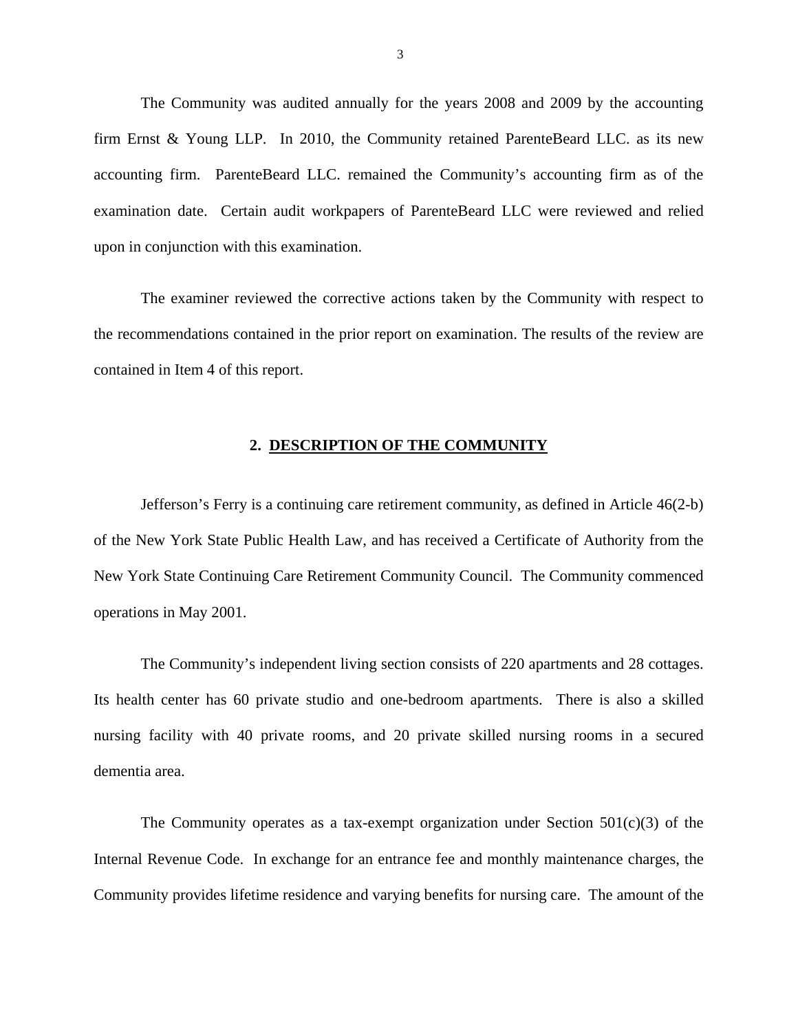The Community was audited annually for the years 2008 and 2009 by the accounting firm Ernst & Young LLP. In 2010, the Community retained ParenteBeard LLC. as its new accounting firm. ParenteBeard LLC. remained the Community's accounting firm as of the examination date. Certain audit workpapers of ParenteBeard LLC were reviewed and relied upon in conjunction with this examination.

The examiner reviewed the corrective actions taken by the Community with respect to the recommendations contained in the prior report on examination. The results of the review are contained in Item 4 of this report.

## 2. DESCRIPTION OF THE COMMUNITY

Jefferson's Ferry is a continuing care retirement community, as defined in Article 46(2-b) of the New York State Public Health Law, and has received a Certificate of Authority from the New York State Continuing Care Retirement Community Council. The Community commenced operations in May 2001.

The Community's independent living section consists of 220 apartments and 28 cottages. Its health center has 60 private studio and one-bedroom apartments. There is also a skilled nursing facility with 40 private rooms, and 20 private skilled nursing rooms in a secured dementia area.

The Community operates as a tax-exempt organization under Section 501(c)(3) of the Internal Revenue Code. In exchange for an entrance fee and monthly maintenance charges, the Community provides lifetime residence and varying benefits for nursing care. The amount of the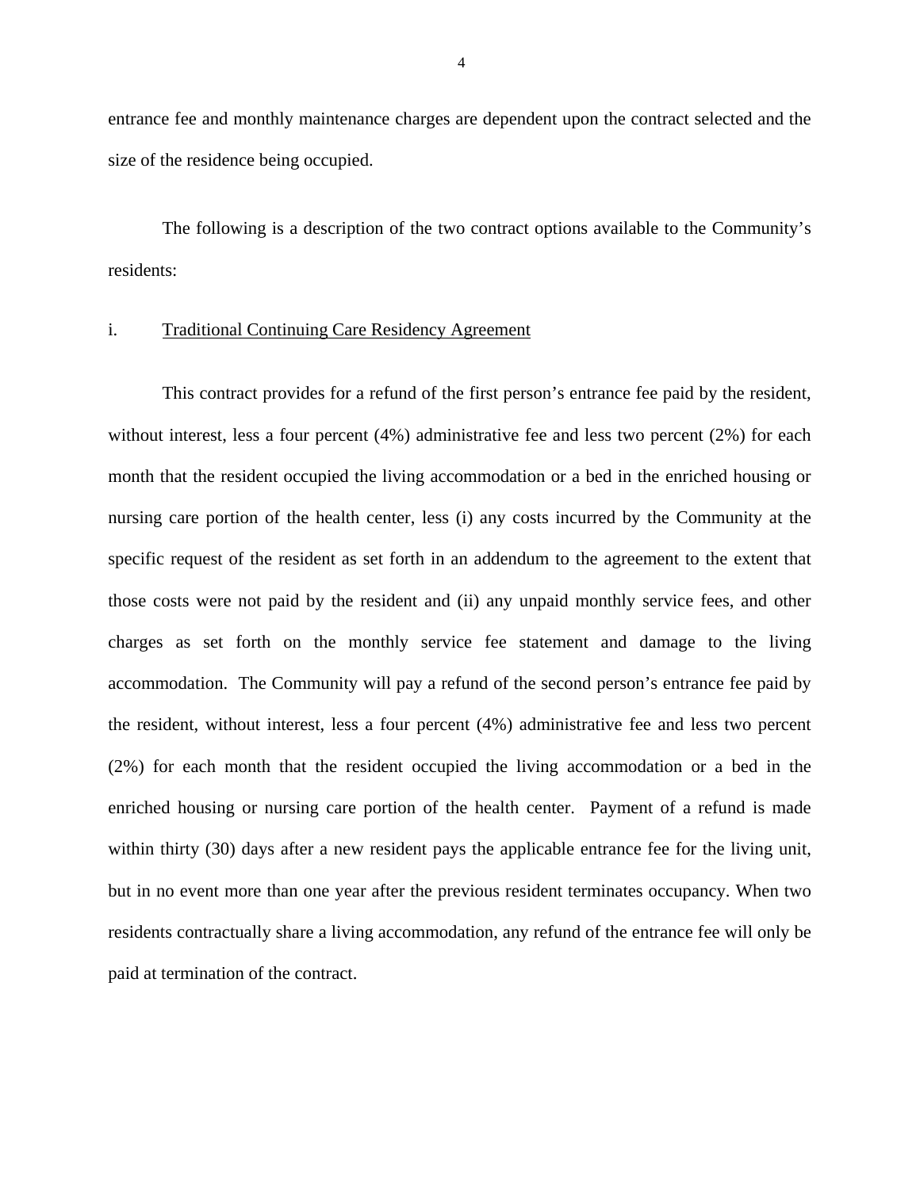entrance fee and monthly maintenance charges are dependent upon the contract selected and the size of the residence being occupied.

The following is a description of the two contract options available to the Community's residents:

i. Traditional Continuing Care Residency Agreement

This contract provides for a refund of the first person's entrance fee paid by the resident, without interest, less a four percent (4%) administrative fee and less two percent (2%) for each month that the resident occupied the living accommodation or a bed in the enriched housing or nursing care portion of the health center, less (i) any costs incurred by the Community at the specific request of the resident as set forth in an addendum to the agreement to the extent that those costs were not paid by the resident and (ii) any unpaid monthly service fees, and other charges as set forth on the monthly service fee statement and damage to the living accommodation. The Community will pay a refund of the second person's entrance fee paid by the resident, without interest, less a four percent (4%) administrative fee and less two percent (2%) for each month that the resident occupied the living accommodation or a bed in the enriched housing or nursing care portion of the health center. Payment of a refund is made within thirty (30) days after a new resident pays the applicable entrance fee for the living unit, but in no event more than one year after the previous resident terminates occupancy. When two residents contractually share a living accommodation, any refund of the entrance fee will only be paid at termination of the contract.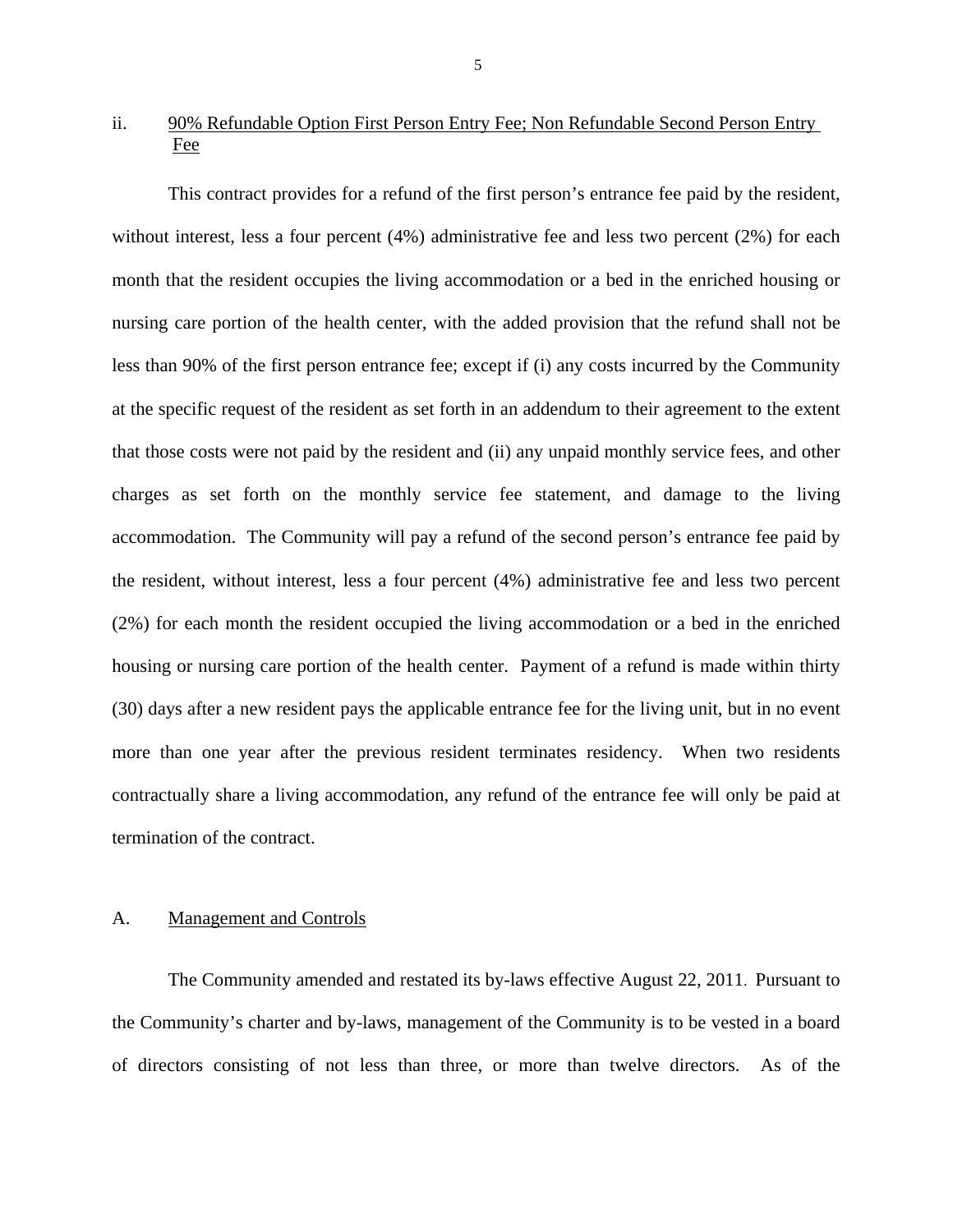ii. <u>90% Refundable Option First Person Entry Fee; Non Refundable Second Person Entry Fee</u>

This contract provides for a refund of the first person's entrance fee paid by the resident, without interest, less a four percent (4%) administrative fee and less two percent (2%) for each month that the resident occupies the living accommodation or a bed in the enriched housing or nursing care portion of the health center, with the added provision that the refund shall not be less than 90% of the first person entrance fee; except if (i) any costs incurred by the Community at the specific request of the resident as set forth in an addendum to their agreement to the extent that those costs were not paid by the resident and (ii) any unpaid monthly service fees, and other charges as set forth on the monthly service fee statement, and damage to the living accommodation. The Community will pay a refund of the second person's entrance fee paid by the resident, without interest, less a four percent (4%) administrative fee and less two percent (2%) for each month the resident occupied the living accommodation or a bed in the enriched housing or nursing care portion of the health center. Payment of a refund is made within thirty (30) days after a new resident pays the applicable entrance fee for the living unit, but in no event more than one year after the previous resident terminates residency. When two residents contractually share a living accommodation, any refund of the entrance fee will only be paid at termination of the contract.

## A. <u>Management and Controls</u>

The Community amended and restated its by-laws effective August 22, 2011. Pursuant to the Community's charter and by-laws, management of the Community is to be vested in a board of directors consisting of not less than three, or more than twelve directors. As of the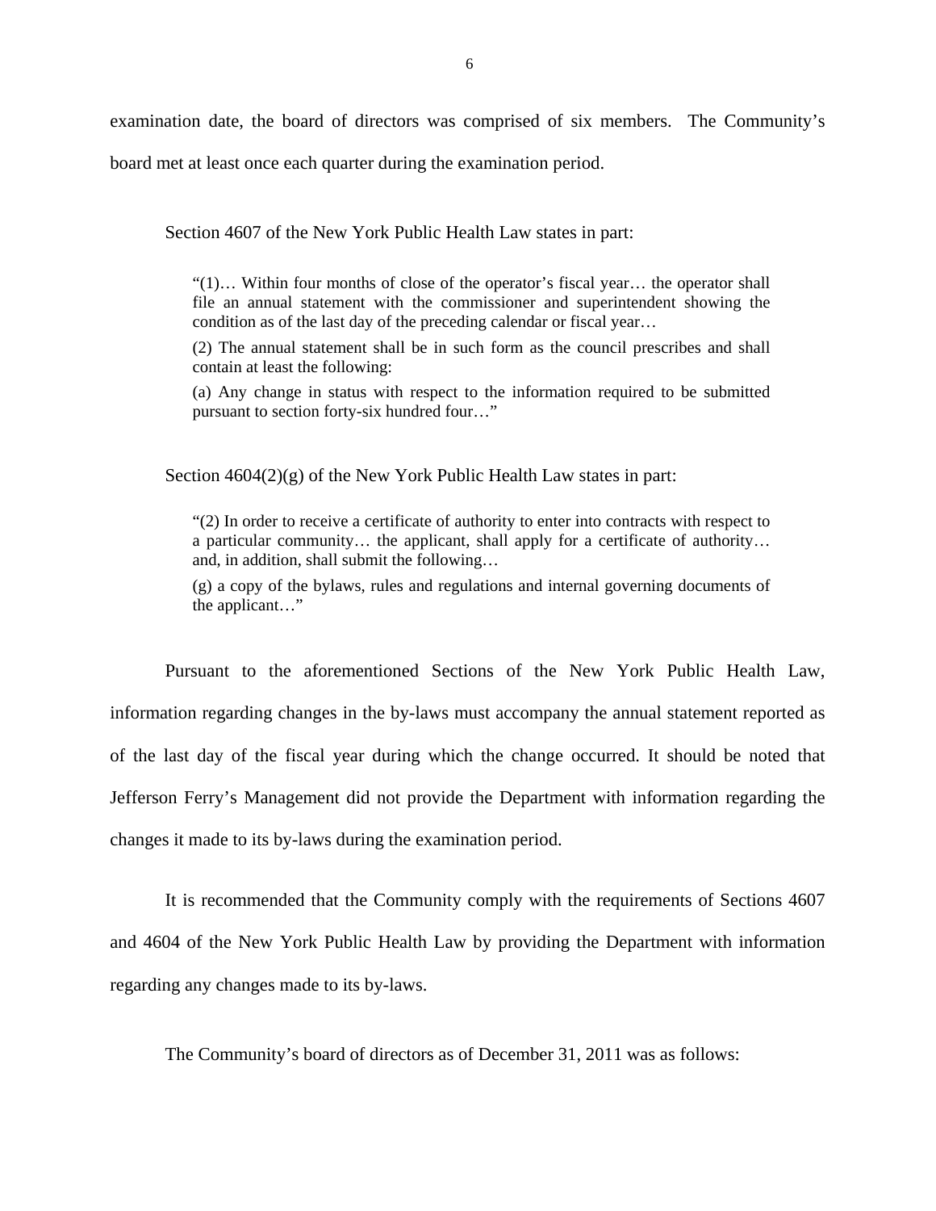examination date, the board of directors was comprised of six members. The Community's board met at least once each quarter during the examination period.

Section 4607 of the New York Public Health Law states in part:

> "(1)… Within four months of close of the operator's fiscal year… the operator shall file an annual statement with the commissioner and superintendent showing the condition as of the last day of the preceding calendar or fiscal year…
>
> (2) The annual statement shall be in such form as the council prescribes and shall contain at least the following:
>
> (a) Any change in status with respect to the information required to be submitted pursuant to section forty-six hundred four…"

Section 4604(2)(g) of the New York Public Health Law states in part:

> "(2) In order to receive a certificate of authority to enter into contracts with respect to a particular community… the applicant, shall apply for a certificate of authority… and, in addition, shall submit the following…
>
> (g) a copy of the bylaws, rules and regulations and internal governing documents of the applicant…"

Pursuant to the aforementioned Sections of the New York Public Health Law, information regarding changes in the by-laws must accompany the annual statement reported as of the last day of the fiscal year during which the change occurred. It should be noted that Jefferson Ferry's Management did not provide the Department with information regarding the changes it made to its by-laws during the examination period.

It is recommended that the Community comply with the requirements of Sections 4607 and 4604 of the New York Public Health Law by providing the Department with information regarding any changes made to its by-laws.

The Community's board of directors as of December 31, 2011 was as follows: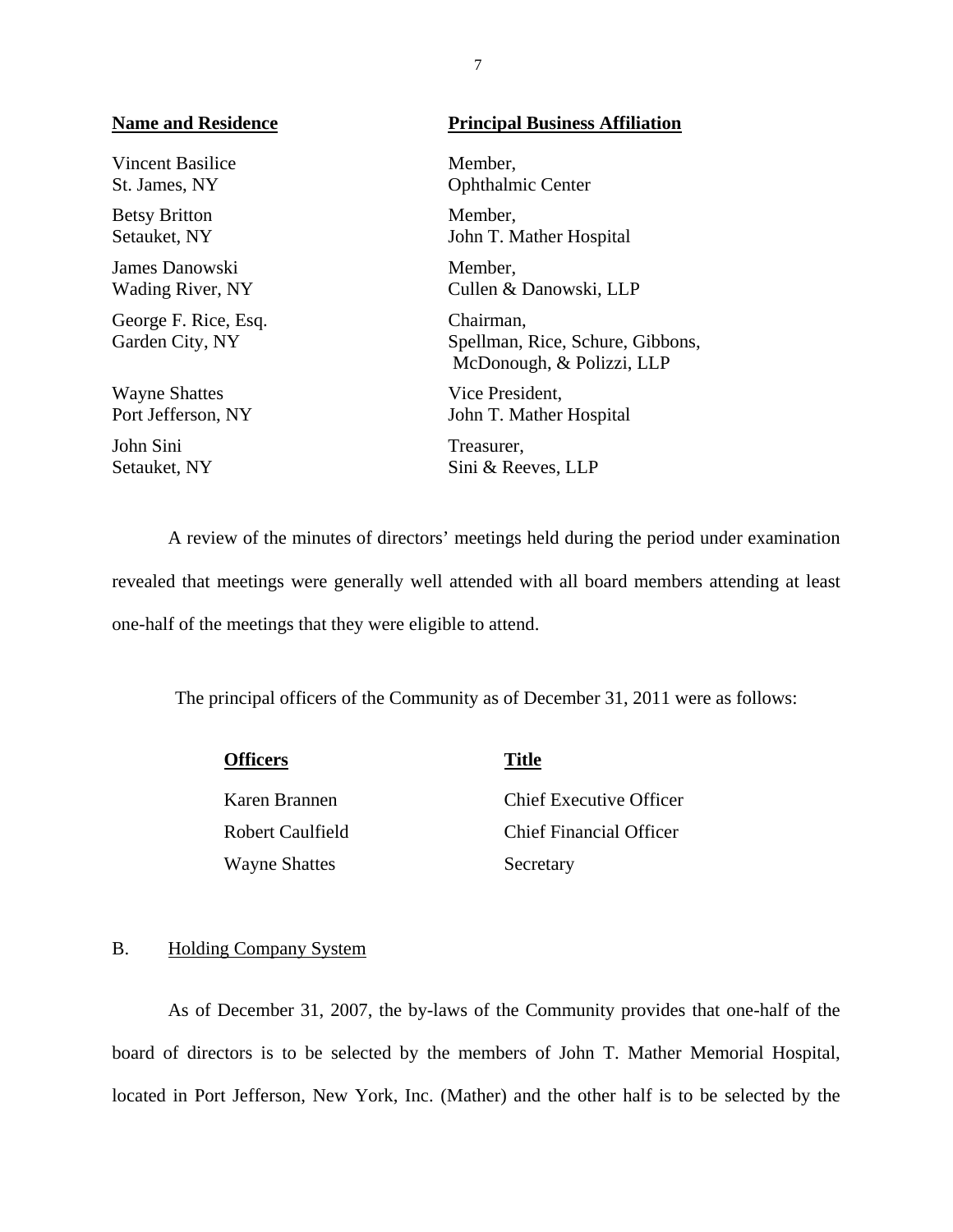| Name and Residence | Principal Business Affiliation |
|---|---|
| Vincent Basilice<br>St. James, NY | Member,<br>Ophthalmic Center |
| Betsy Britton<br>Setauket, NY | Member,<br>John T. Mather Hospital |
| James Danowski<br>Wading River, NY | Member,<br>Cullen & Danowski, LLP |
| George F. Rice, Esq.<br>Garden City, NY | Chairman,<br>Spellman, Rice, Schure, Gibbons, McDonough, & Polizzi, LLP |
| Wayne Shattes<br>Port Jefferson, NY | Vice President,<br>John T. Mather Hospital |
| John Sini<br>Setauket, NY | Treasurer,<br>Sini & Reeves, LLP |

A review of the minutes of directors' meetings held during the period under examination revealed that meetings were generally well attended with all board members attending at least one-half of the meetings that they were eligible to attend.

The principal officers of the Community as of December 31, 2011 were as follows:

| Officers | Title |
|---|---|
| Karen Brannen | Chief Executive Officer |
| Robert Caulfield | Chief Financial Officer |
| Wayne Shattes | Secretary |

## B. Holding Company System

As of December 31, 2007, the by-laws of the Community provides that one-half of the board of directors is to be selected by the members of John T. Mather Memorial Hospital, located in Port Jefferson, New York, Inc. (Mather) and the other half is to be selected by the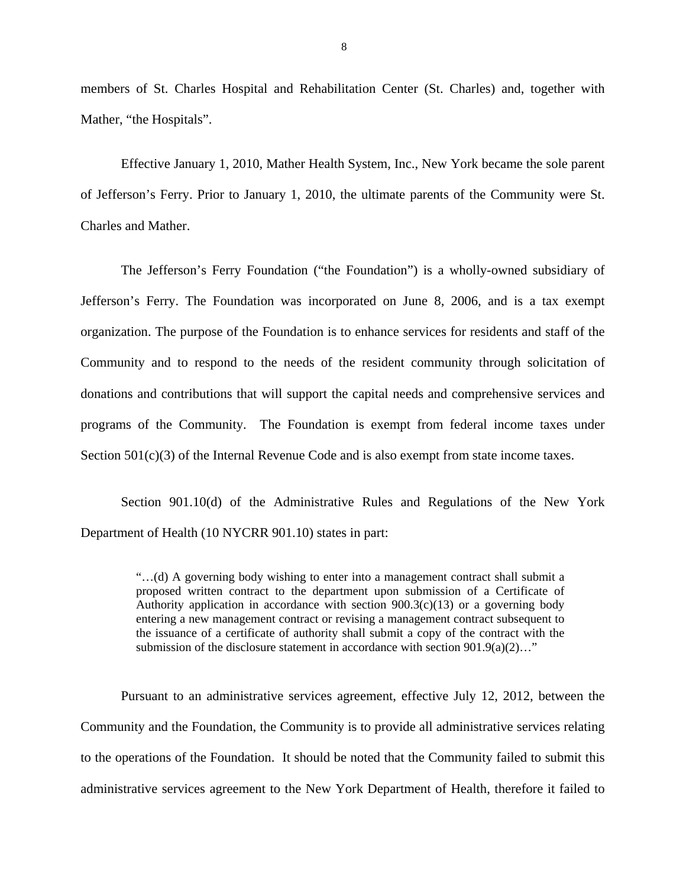members of St. Charles Hospital and Rehabilitation Center (St. Charles) and, together with Mather, "the Hospitals".

Effective January 1, 2010, Mather Health System, Inc., New York became the sole parent of Jefferson's Ferry. Prior to January 1, 2010, the ultimate parents of the Community were St. Charles and Mather.

The Jefferson's Ferry Foundation ("the Foundation") is a wholly-owned subsidiary of Jefferson's Ferry. The Foundation was incorporated on June 8, 2006, and is a tax exempt organization. The purpose of the Foundation is to enhance services for residents and staff of the Community and to respond to the needs of the resident community through solicitation of donations and contributions that will support the capital needs and comprehensive services and programs of the Community. The Foundation is exempt from federal income taxes under Section 501(c)(3) of the Internal Revenue Code and is also exempt from state income taxes.

Section 901.10(d) of the Administrative Rules and Regulations of the New York Department of Health (10 NYCRR 901.10) states in part:

> "…(d) A governing body wishing to enter into a management contract shall submit a proposed written contract to the department upon submission of a Certificate of Authority application in accordance with section 900.3(c)(13) or a governing body entering a new management contract or revising a management contract subsequent to the issuance of a certificate of authority shall submit a copy of the contract with the submission of the disclosure statement in accordance with section 901.9(a)(2)…"

Pursuant to an administrative services agreement, effective July 12, 2012, between the Community and the Foundation, the Community is to provide all administrative services relating to the operations of the Foundation. It should be noted that the Community failed to submit this administrative services agreement to the New York Department of Health, therefore it failed to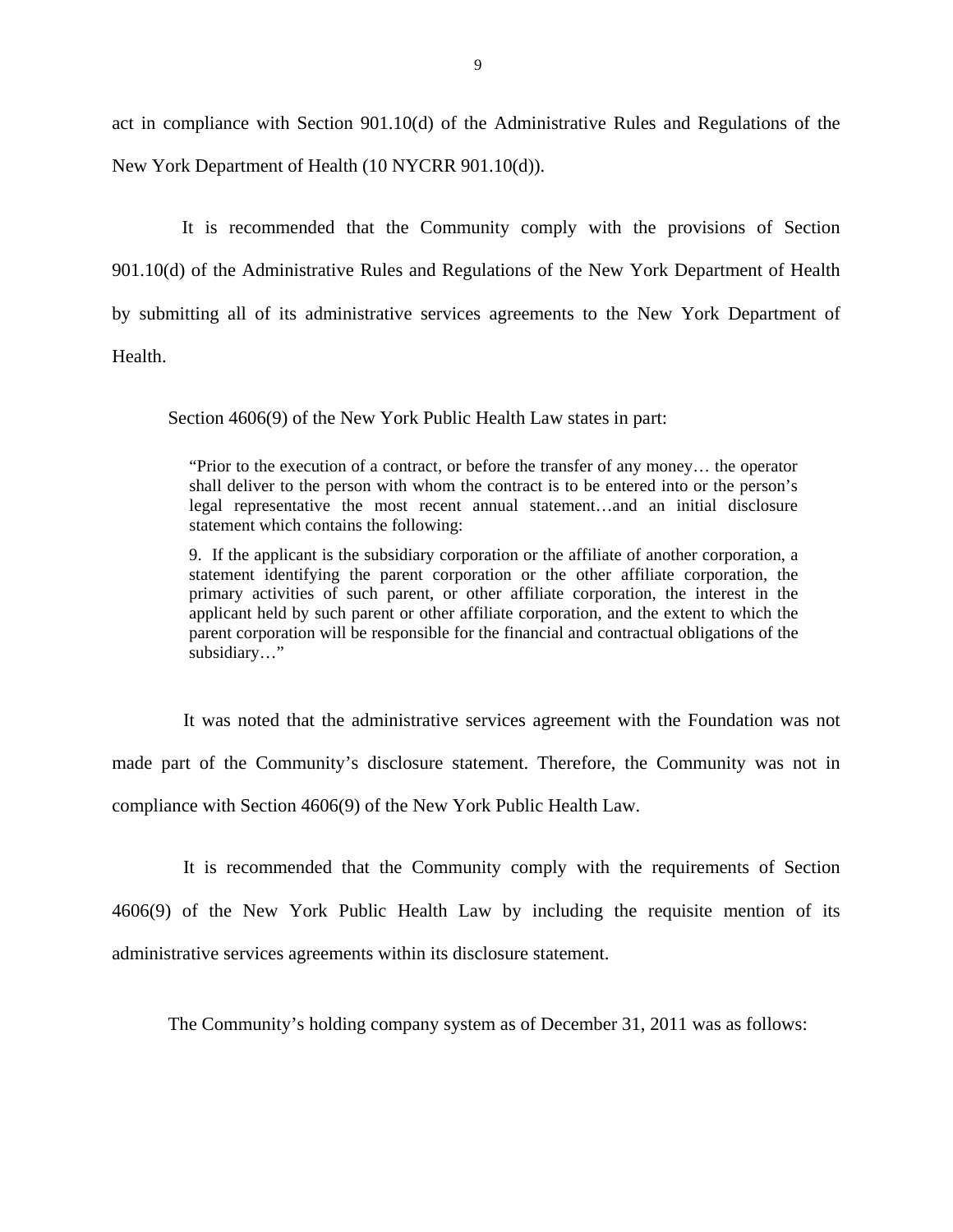act in compliance with Section 901.10(d) of the Administrative Rules and Regulations of the New York Department of Health (10 NYCRR 901.10(d)).

It is recommended that the Community comply with the provisions of Section 901.10(d) of the Administrative Rules and Regulations of the New York Department of Health by submitting all of its administrative services agreements to the New York Department of Health.

Section 4606(9) of the New York Public Health Law states in part:

> "Prior to the execution of a contract, or before the transfer of any money… the operator shall deliver to the person with whom the contract is to be entered into or the person's legal representative the most recent annual statement…and an initial disclosure statement which contains the following:
>
> 9. If the applicant is the subsidiary corporation or the affiliate of another corporation, a statement identifying the parent corporation or the other affiliate corporation, the primary activities of such parent, or other affiliate corporation, the interest in the applicant held by such parent or other affiliate corporation, and the extent to which the parent corporation will be responsible for the financial and contractual obligations of the subsidiary…"

It was noted that the administrative services agreement with the Foundation was not made part of the Community's disclosure statement. Therefore, the Community was not in compliance with Section 4606(9) of the New York Public Health Law.

It is recommended that the Community comply with the requirements of Section 4606(9) of the New York Public Health Law by including the requisite mention of its administrative services agreements within its disclosure statement.

The Community's holding company system as of December 31, 2011 was as follows: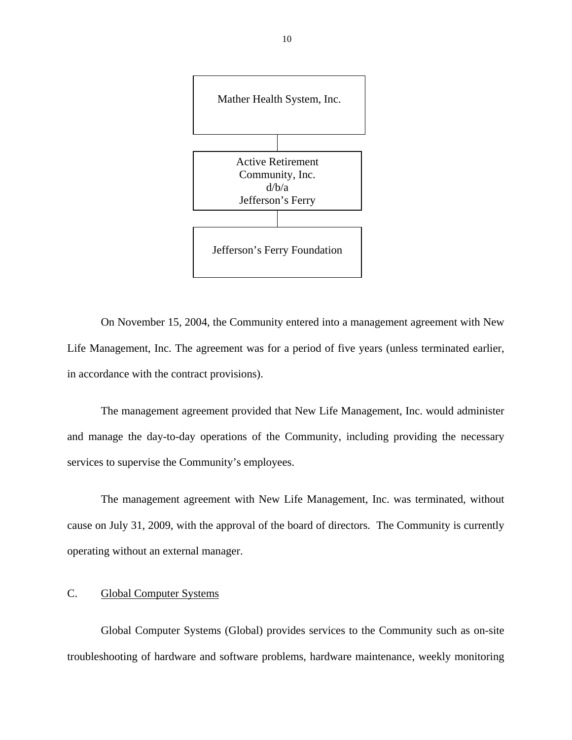Mather Health System, Inc.

Active Retirement Community, Inc. d/b/a Jefferson's Ferry

Jefferson's Ferry Foundation

On November 15, 2004, the Community entered into a management agreement with New Life Management, Inc. The agreement was for a period of five years (unless terminated earlier, in accordance with the contract provisions).

The management agreement provided that New Life Management, Inc. would administer and manage the day-to-day operations of the Community, including providing the necessary services to supervise the Community's employees.

The management agreement with New Life Management, Inc. was terminated, without cause on July 31, 2009, with the approval of the board of directors. The Community is currently operating without an external manager.

C. Global Computer Systems

Global Computer Systems (Global) provides services to the Community such as on-site troubleshooting of hardware and software problems, hardware maintenance, weekly monitoring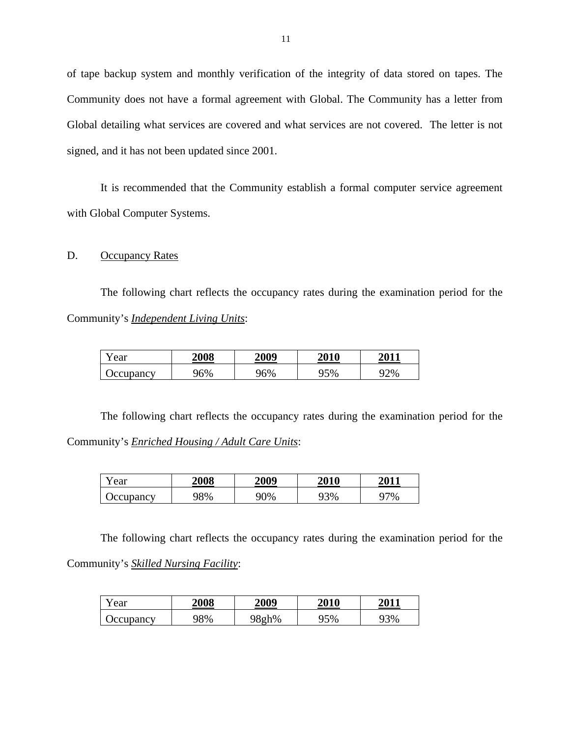of tape backup system and monthly verification of the integrity of data stored on tapes. The Community does not have a formal agreement with Global. The Community has a letter from Global detailing what services are covered and what services are not covered. The letter is not signed, and it has not been updated since 2001.

It is recommended that the Community establish a formal computer service agreement with Global Computer Systems.

D. Occupancy Rates

The following chart reflects the occupancy rates during the examination period for the Community's ***Independent Living Units***:

| Year | **2008** | **2009** | **2010** | **2011** |
|---|---|---|---|---|
| Occupancy | 96% | 96% | 95% | 92% |

The following chart reflects the occupancy rates during the examination period for the Community's ***Enriched Housing / Adult Care Units***:

| Year | **2008** | **2009** | **2010** | **2011** |
|---|---|---|---|---|
| Occupancy | 98% | 90% | 93% | 97% |

The following chart reflects the occupancy rates during the examination period for the Community's ***Skilled Nursing Facility***:

| Year | **2008** | **2009** | **2010** | **2011** |
|---|---|---|---|---|
| Occupancy | 98% | 98gh% | 95% | 93% |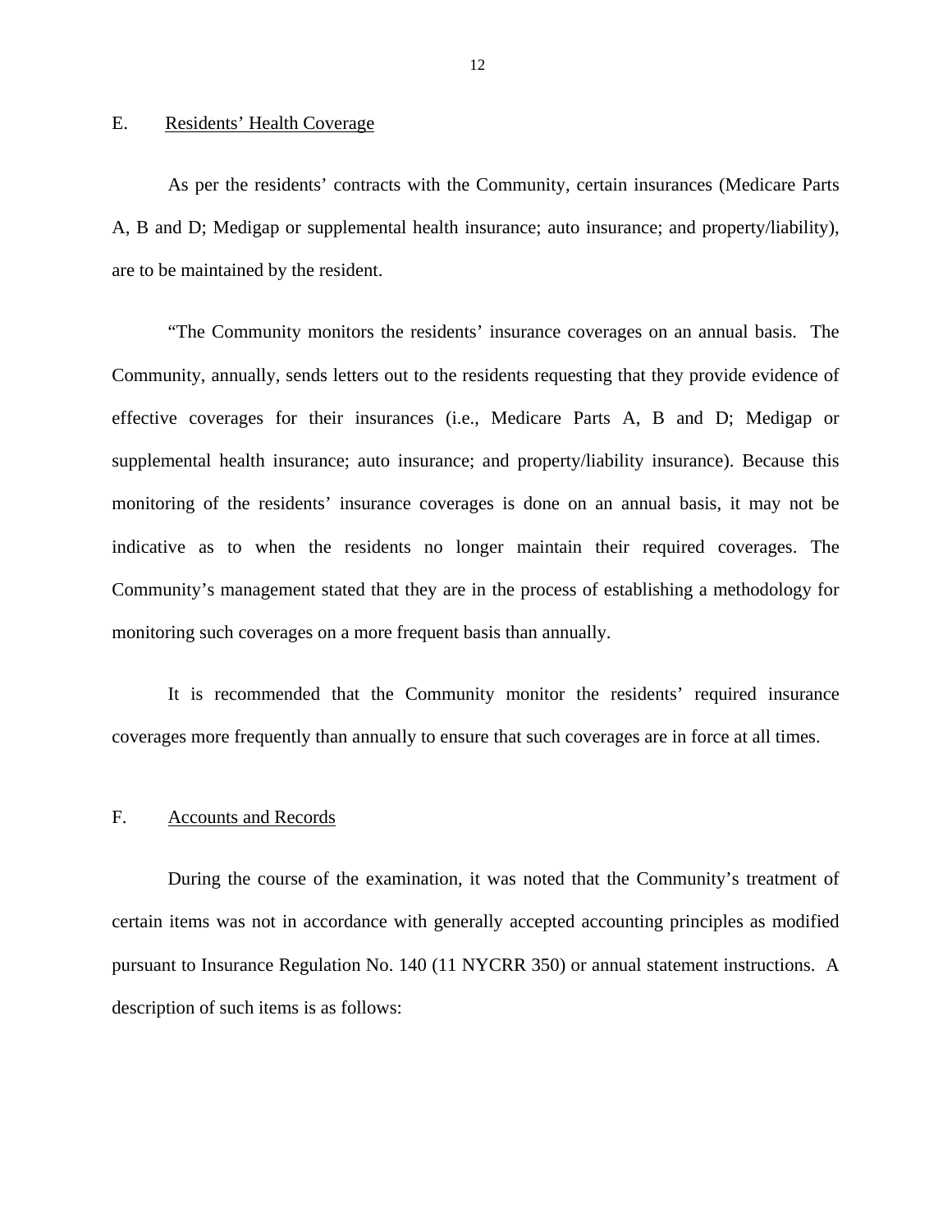## E. Residents' Health Coverage

As per the residents' contracts with the Community, certain insurances (Medicare Parts A, B and D; Medigap or supplemental health insurance; auto insurance; and property/liability), are to be maintained by the resident.

"The Community monitors the residents' insurance coverages on an annual basis. The Community, annually, sends letters out to the residents requesting that they provide evidence of effective coverages for their insurances (i.e., Medicare Parts A, B and D; Medigap or supplemental health insurance; auto insurance; and property/liability insurance). Because this monitoring of the residents' insurance coverages is done on an annual basis, it may not be indicative as to when the residents no longer maintain their required coverages. The Community's management stated that they are in the process of establishing a methodology for monitoring such coverages on a more frequent basis than annually.

It is recommended that the Community monitor the residents' required insurance coverages more frequently than annually to ensure that such coverages are in force at all times.

## F. Accounts and Records

During the course of the examination, it was noted that the Community's treatment of certain items was not in accordance with generally accepted accounting principles as modified pursuant to Insurance Regulation No. 140 (11 NYCRR 350) or annual statement instructions. A description of such items is as follows: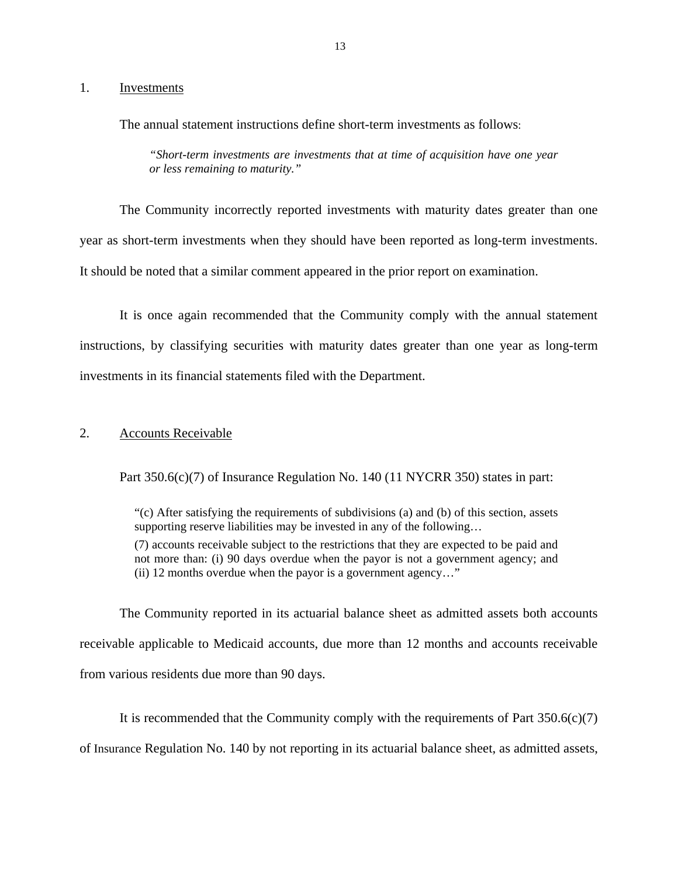## 1. Investments

The annual statement instructions define short-term investments as follows:

> *"Short-term investments are investments that at time of acquisition have one year or less remaining to maturity."*

The Community incorrectly reported investments with maturity dates greater than one year as short-term investments when they should have been reported as long-term investments. It should be noted that a similar comment appeared in the prior report on examination.

It is once again recommended that the Community comply with the annual statement instructions, by classifying securities with maturity dates greater than one year as long-term investments in its financial statements filed with the Department.

## 2. Accounts Receivable

Part 350.6(c)(7) of Insurance Regulation No. 140 (11 NYCRR 350) states in part:

> "(c) After satisfying the requirements of subdivisions (a) and (b) of this section, assets supporting reserve liabilities may be invested in any of the following…
>
> (7) accounts receivable subject to the restrictions that they are expected to be paid and not more than: (i) 90 days overdue when the payor is not a government agency; and (ii) 12 months overdue when the payor is a government agency…"

The Community reported in its actuarial balance sheet as admitted assets both accounts receivable applicable to Medicaid accounts, due more than 12 months and accounts receivable from various residents due more than 90 days.

It is recommended that the Community comply with the requirements of Part 350.6(c)(7) of Insurance Regulation No. 140 by not reporting in its actuarial balance sheet, as admitted assets,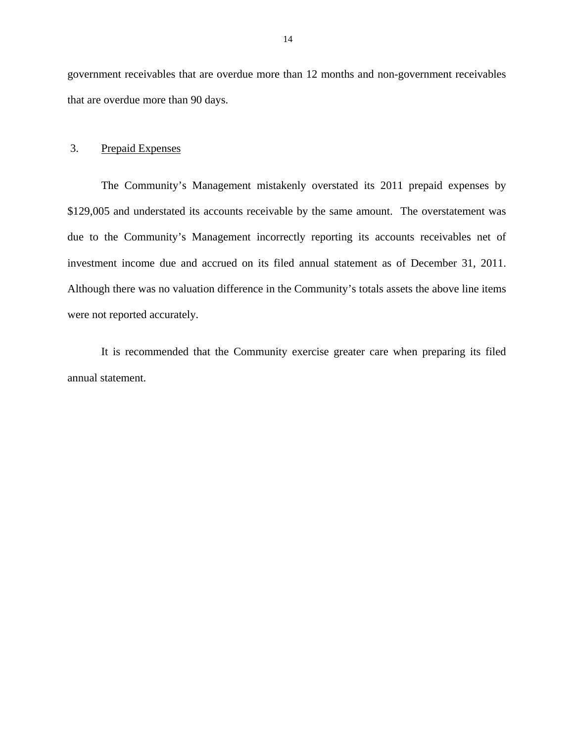government receivables that are overdue more than 12 months and non-government receivables that are overdue more than 90 days.

3. Prepaid Expenses

The Community's Management mistakenly overstated its 2011 prepaid expenses by $129,005 and understated its accounts receivable by the same amount. The overstatement was due to the Community's Management incorrectly reporting its accounts receivables net of investment income due and accrued on its filed annual statement as of December 31, 2011. Although there was no valuation difference in the Community's totals assets the above line items were not reported accurately.

It is recommended that the Community exercise greater care when preparing its filed annual statement.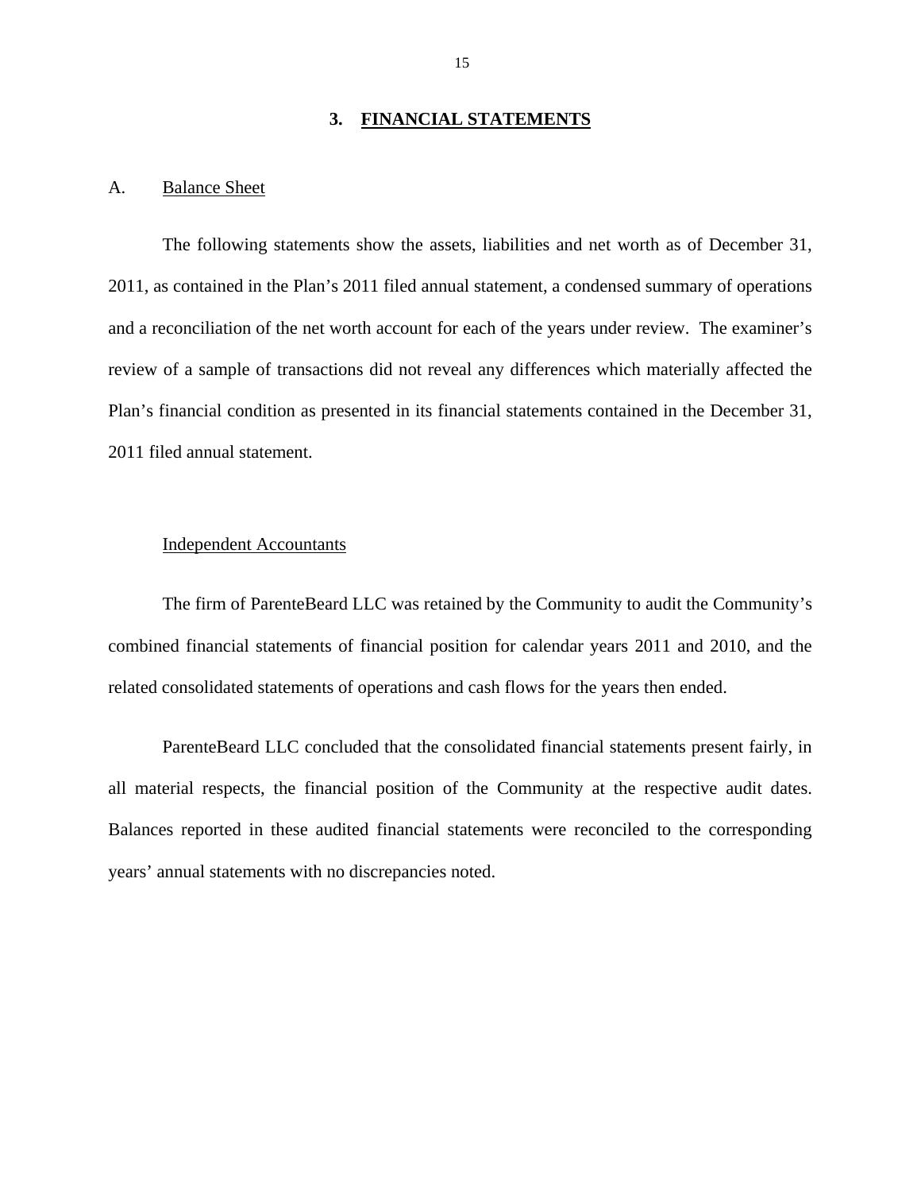## 3. FINANCIAL STATEMENTS

### A. Balance Sheet

The following statements show the assets, liabilities and net worth as of December 31, 2011, as contained in the Plan's 2011 filed annual statement, a condensed summary of operations and a reconciliation of the net worth account for each of the years under review. The examiner's review of a sample of transactions did not reveal any differences which materially affected the Plan's financial condition as presented in its financial statements contained in the December 31, 2011 filed annual statement.

#### Independent Accountants

The firm of ParenteBeard LLC was retained by the Community to audit the Community's combined financial statements of financial position for calendar years 2011 and 2010, and the related consolidated statements of operations and cash flows for the years then ended.

ParenteBeard LLC concluded that the consolidated financial statements present fairly, in all material respects, the financial position of the Community at the respective audit dates. Balances reported in these audited financial statements were reconciled to the corresponding years' annual statements with no discrepancies noted.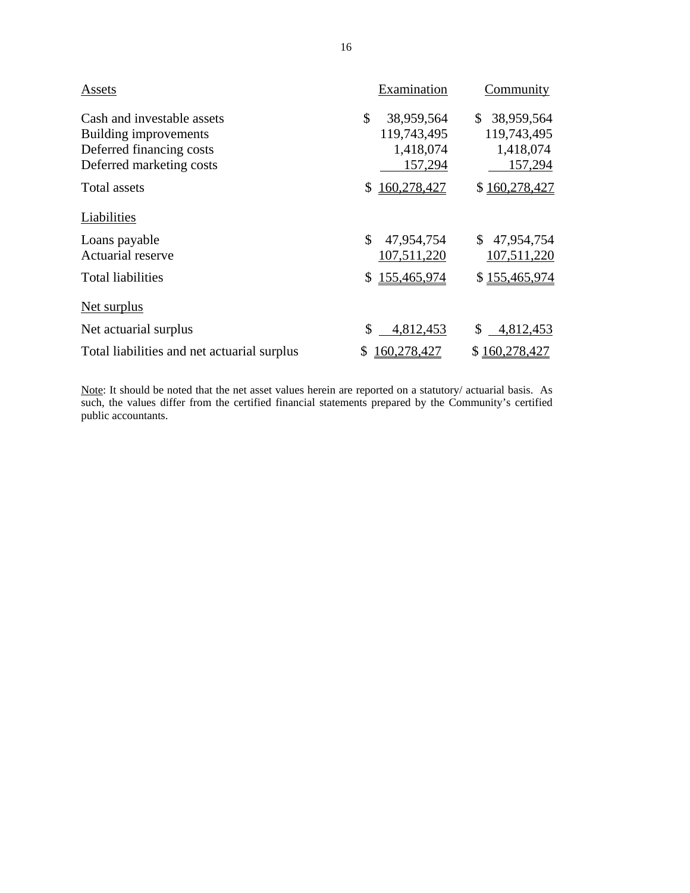| Assets | Examination | Community |
|---|---|---|
| Cash and investable assets | $ 38,959,564 | $ 38,959,564 |
| Building improvements | 119,743,495 | 119,743,495 |
| Deferred financing costs | 1,418,074 | 1,418,074 |
| Deferred marketing costs | 157,294 | 157,294 |
| Total assets | $ 160,278,427 | $ 160,278,427 |
| **Liabilities** | | |
| Loans payable | $ 47,954,754 | $ 47,954,754 |
| Actuarial reserve | 107,511,220 | 107,511,220 |
| Total liabilities | $ 155,465,974 | $ 155,465,974 |
| **Net surplus** | | |
| Net actuarial surplus | $ 4,812,453 | $ 4,812,453 |
| Total liabilities and net actuarial surplus | $ 160,278,427 | $ 160,278,427 |

Note: It should be noted that the net asset values herein are reported on a statutory/ actuarial basis. As such, the values differ from the certified financial statements prepared by the Community's certified public accountants.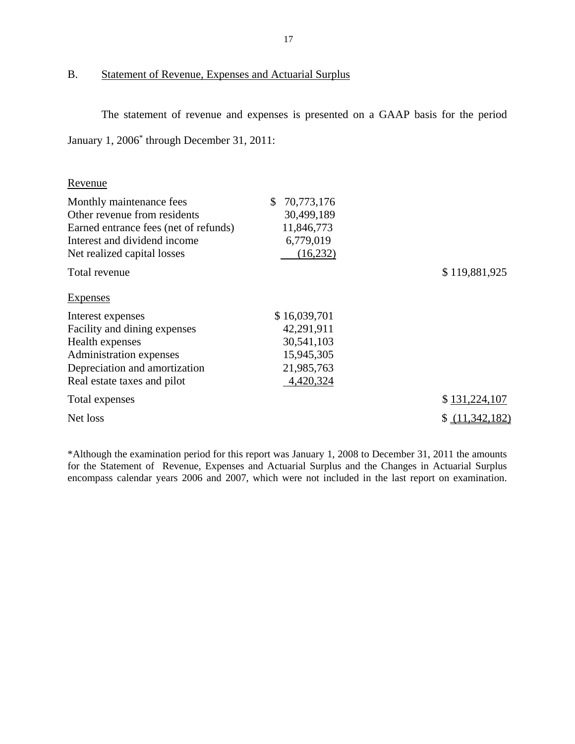## B. Statement of Revenue, Expenses and Actuarial Surplus

The statement of revenue and expenses is presented on a GAAP basis for the period January 1, 2006* through December 31, 2011:

| | | |
|---|---|---|
| **Revenue** | | |
| Monthly maintenance fees | $ 70,773,176 | |
| Other revenue from residents | 30,499,189 | |
| Earned entrance fees (net of refunds) | 11,846,773 | |
| Interest and dividend income | 6,779,019 | |
| Net realized capital losses | (16,232) | |
| Total revenue | | $ 119,881,925 |
| **Expenses** | | |
| Interest expenses | $ 16,039,701 | |
| Facility and dining expenses | 42,291,911 | |
| Health expenses | 30,541,103 | |
| Administration expenses | 15,945,305 | |
| Depreciation and amortization | 21,985,763 | |
| Real estate taxes and pilot | 4,420,324 | |
| Total expenses | | $ 131,224,107 |
| Net loss | | $ (11,342,182) |

*Although the examination period for this report was January 1, 2008 to December 31, 2011 the amounts for the Statement of Revenue, Expenses and Actuarial Surplus and the Changes in Actuarial Surplus encompass calendar years 2006 and 2007, which were not included in the last report on examination.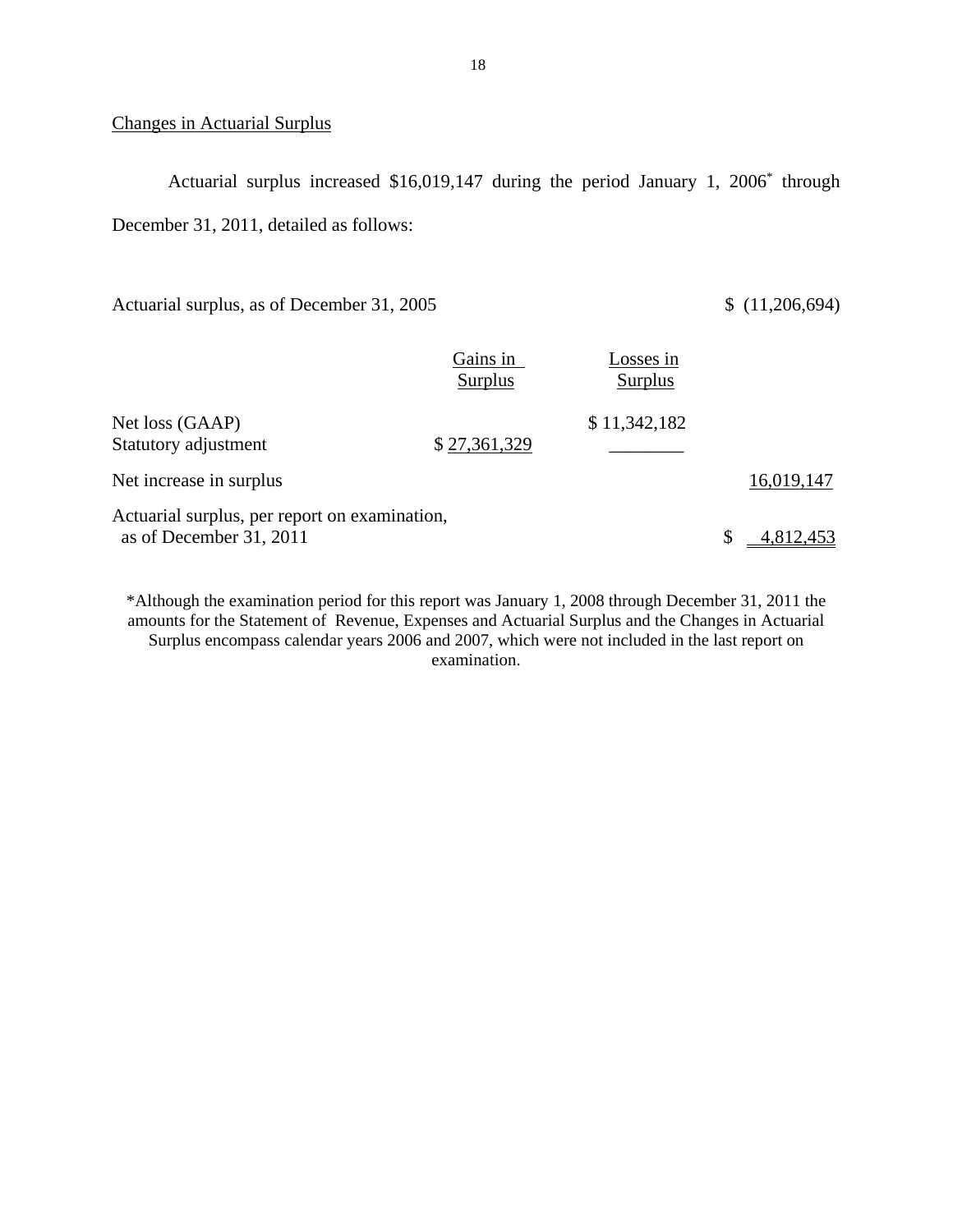## Changes in Actuarial Surplus

Actuarial surplus increased $16,019,147 during the period January 1, 2006* through December 31, 2011, detailed as follows:

| | Gains in Surplus | Losses in Surplus | |
|---|---|---|---|
| Actuarial surplus, as of December 31, 2005 | | | $ (11,206,694) |
| Net loss (GAAP) | | $ 11,342,182 | |
| Statutory adjustment | $ 27,361,329 | | |
| Net increase in surplus | | | 16,019,147 |
| Actuarial surplus, per report on examination, as of December 31, 2011 | | | $ 4,812,453 |

*Although the examination period for this report was January 1, 2008 through December 31, 2011 the amounts for the Statement of Revenue, Expenses and Actuarial Surplus and the Changes in Actuarial Surplus encompass calendar years 2006 and 2007, which were not included in the last report on examination.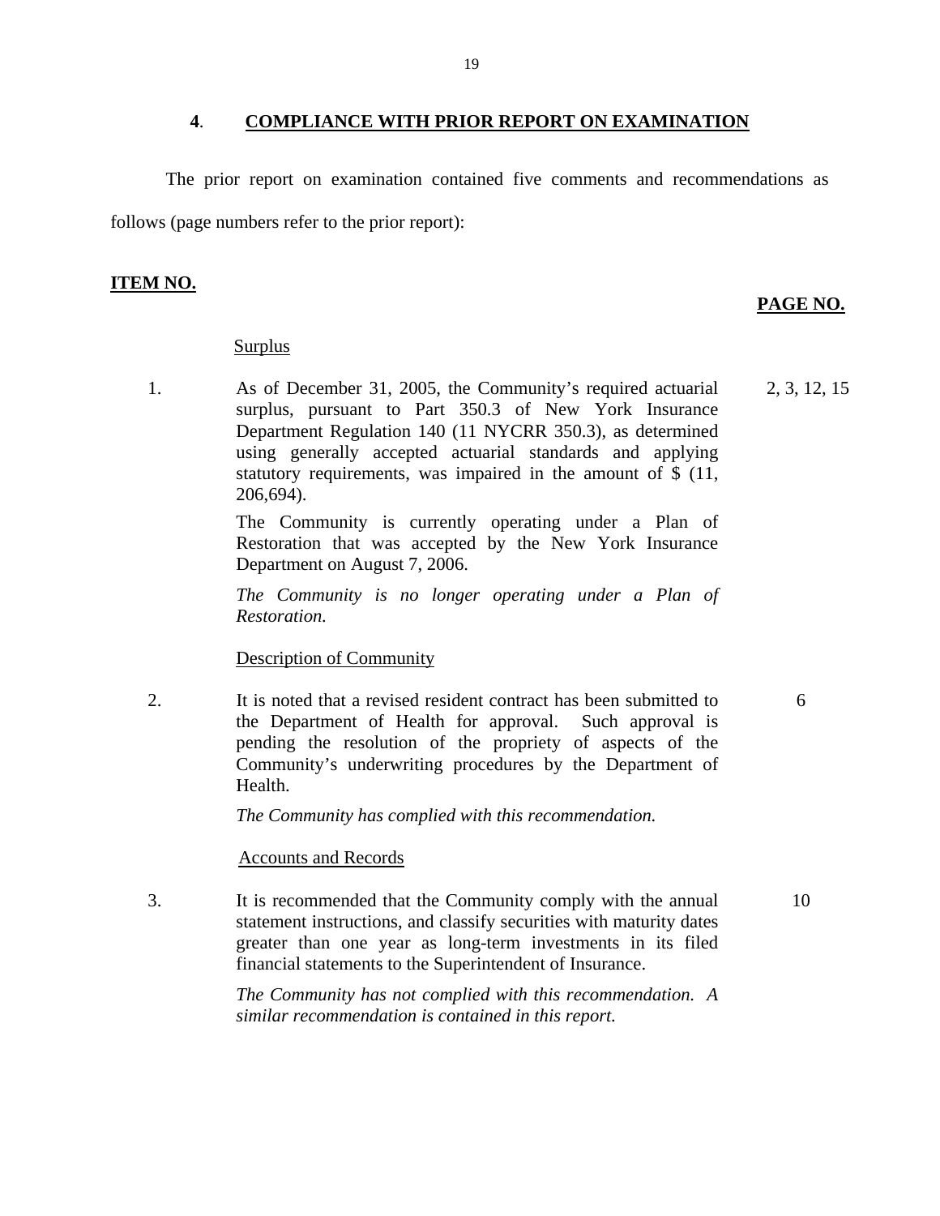## 4. COMPLIANCE WITH PRIOR REPORT ON EXAMINATION

The prior report on examination contained five comments and recommendations as follows (page numbers refer to the prior report):

| ITEM NO. | | PAGE NO. |
|---|---|---|
| | Surplus | |
| 1. | As of December 31, 2005, the Community's required actuarial surplus, pursuant to Part 350.3 of New York Insurance Department Regulation 140 (11 NYCRR 350.3), as determined using generally accepted actuarial standards and applying statutory requirements, was impaired in the amount of $ (11, 206,694).<br><br>The Community is currently operating under a Plan of Restoration that was accepted by the New York Insurance Department on August 7, 2006.<br><br>*The Community is no longer operating under a Plan of Restoration.* | 2, 3, 12, 15 |
| | Description of Community | |
| 2. | It is noted that a revised resident contract has been submitted to the Department of Health for approval. Such approval is pending the resolution of the propriety of aspects of the Community's underwriting procedures by the Department of Health.<br><br>*The Community has complied with this recommendation.* | 6 |
| | Accounts and Records | |
| 3. | It is recommended that the Community comply with the annual statement instructions, and classify securities with maturity dates greater than one year as long-term investments in its filed financial statements to the Superintendent of Insurance.<br><br>*The Community has not complied with this recommendation. A similar recommendation is contained in this report.* | 10 |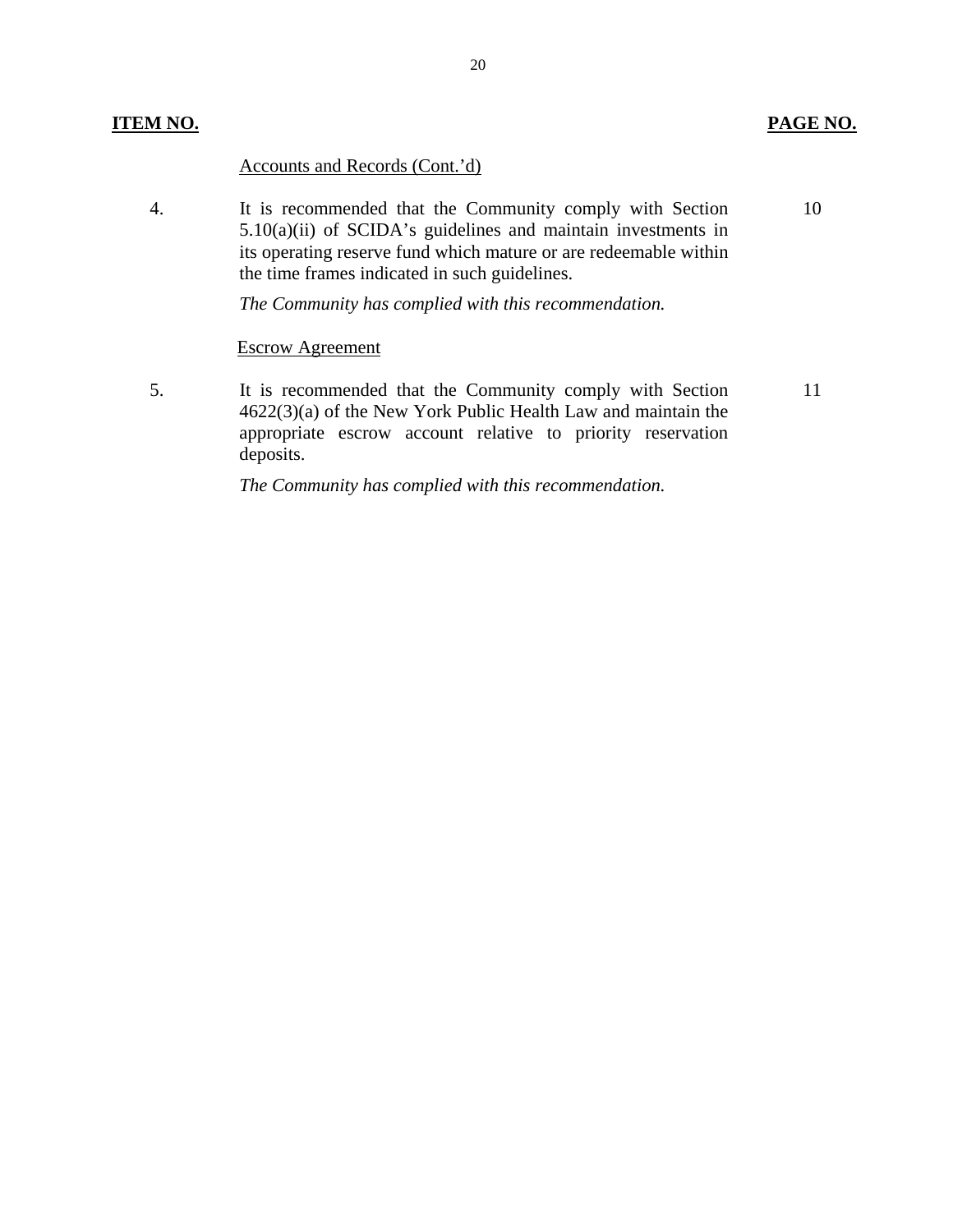| ITEM NO. | | PAGE NO. |
|---|---|---|
| | Accounts and Records (Cont.'d) | |
| 4. | It is recommended that the Community comply with Section 5.10(a)(ii) of SCIDA's guidelines and maintain investments in its operating reserve fund which mature or are redeemable within the time frames indicated in such guidelines.<br><br>*The Community has complied with this recommendation.* | 10 |
| | Escrow Agreement | |
| 5. | It is recommended that the Community comply with Section 4622(3)(a) of the New York Public Health Law and maintain the appropriate escrow account relative to priority reservation deposits.<br><br>*The Community has complied with this recommendation.* | 11 |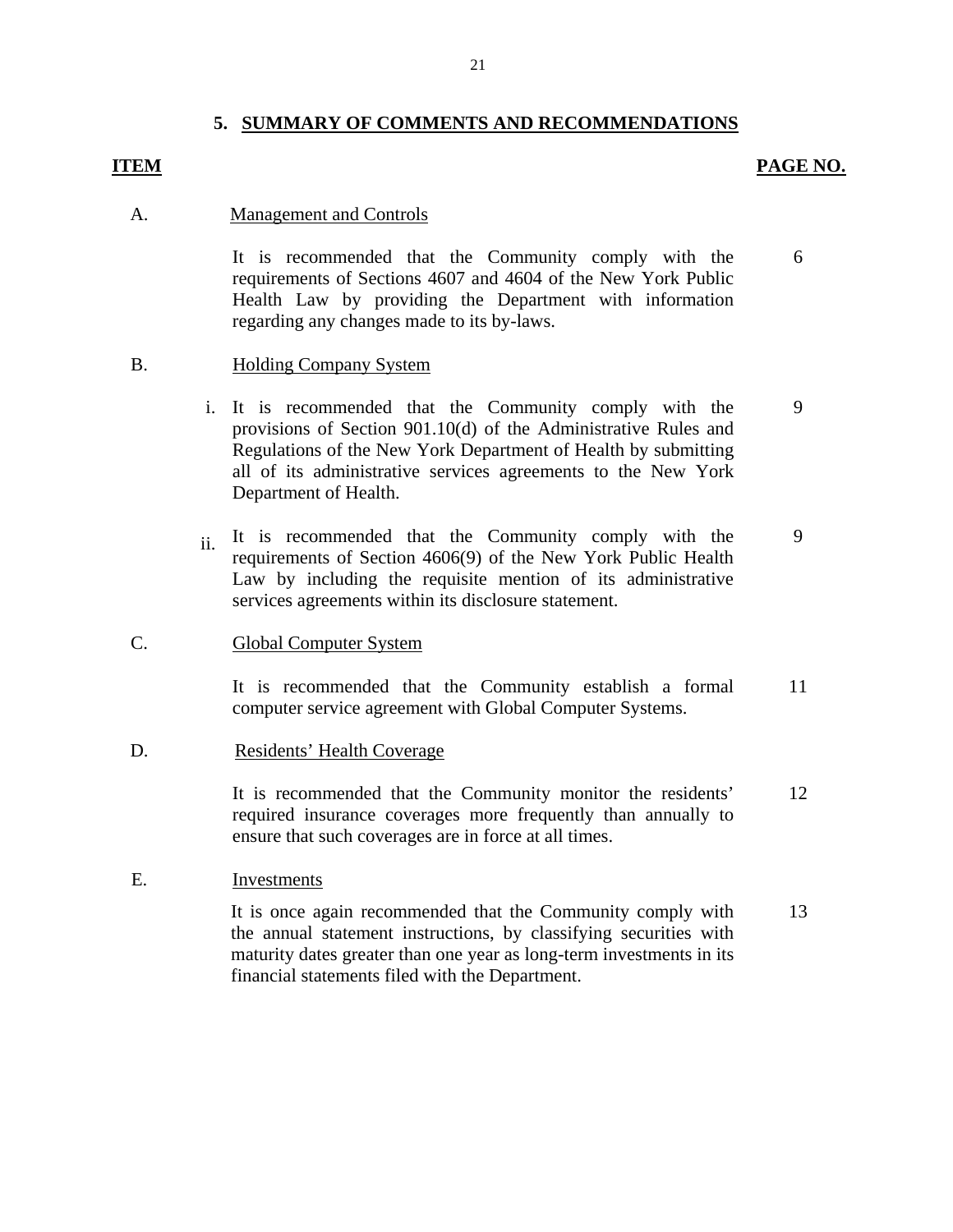## 5. SUMMARY OF COMMENTS AND RECOMMENDATIONS

| ITEM | | | PAGE NO. |
|---|---|---|---|
| A. | | Management and Controls | |
| | | It is recommended that the Community comply with the requirements of Sections 4607 and 4604 of the New York Public Health Law by providing the Department with information regarding any changes made to its by-laws. | 6 |
| B. | | Holding Company System | |
| | i. | It is recommended that the Community comply with the provisions of Section 901.10(d) of the Administrative Rules and Regulations of the New York Department of Health by submitting all of its administrative services agreements to the New York Department of Health. | 9 |
| | ii. | It is recommended that the Community comply with the requirements of Section 4606(9) of the New York Public Health Law by including the requisite mention of its administrative services agreements within its disclosure statement. | 9 |
| C. | | Global Computer System | |
| | | It is recommended that the Community establish a formal computer service agreement with Global Computer Systems. | 11 |
| D. | | Residents' Health Coverage | |
| | | It is recommended that the Community monitor the residents' required insurance coverages more frequently than annually to ensure that such coverages are in force at all times. | 12 |
| E. | | Investments | |
| | | It is once again recommended that the Community comply with the annual statement instructions, by classifying securities with maturity dates greater than one year as long-term investments in its financial statements filed with the Department. | 13 |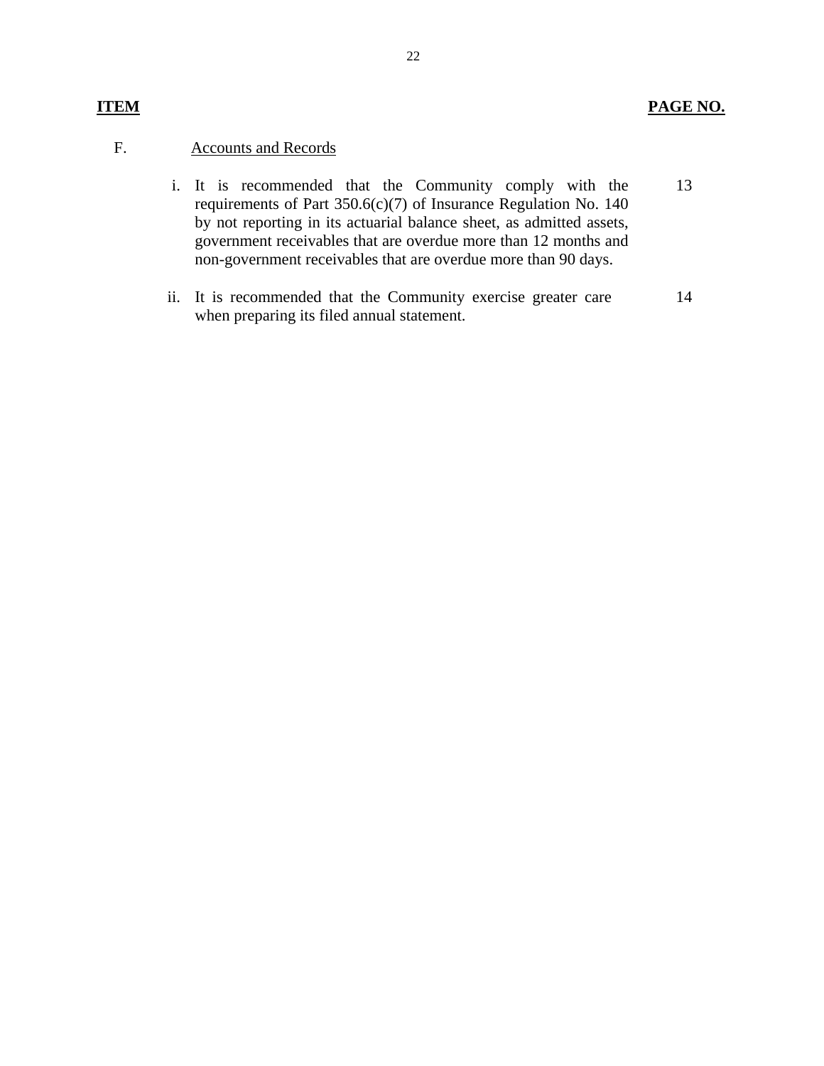| ITEM | | PAGE NO. |
|---|---|---|
| F. | Accounts and Records | |
| | i. It is recommended that the Community comply with the requirements of Part 350.6(c)(7) of Insurance Regulation No. 140 by not reporting in its actuarial balance sheet, as admitted assets, government receivables that are overdue more than 12 months and non-government receivables that are overdue more than 90 days. | 13 |
| | ii. It is recommended that the Community exercise greater care when preparing its filed annual statement. | 14 |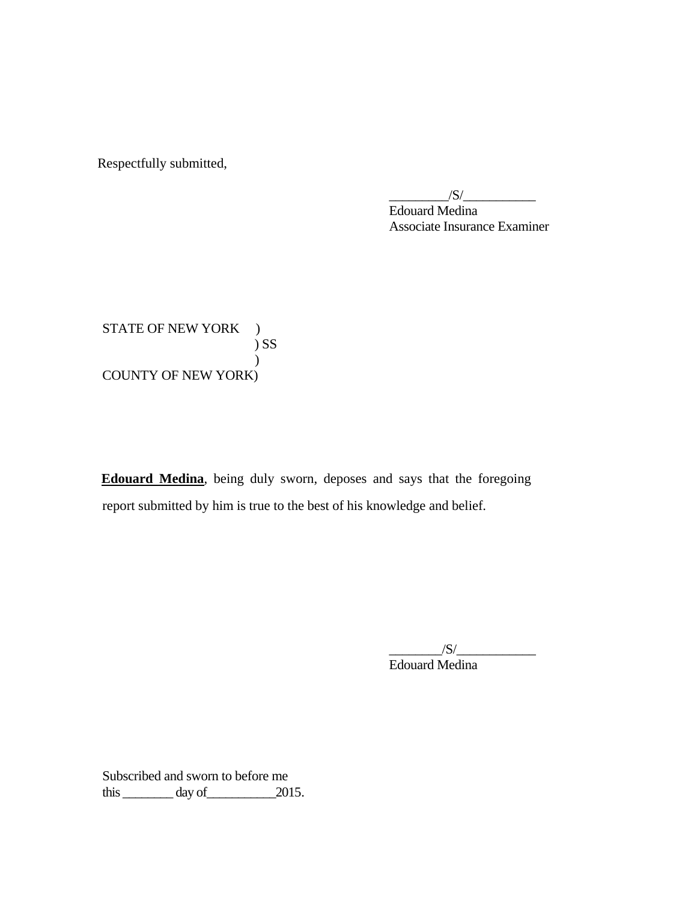Respectfully submitted,

_________/S/___________
Edouard Medina
Associate Insurance Examiner

STATE OF NEW YORK )
) SS
)
COUNTY OF NEW YORK)

**Edouard Medina**, being duly sworn, deposes and says that the foregoing report submitted by him is true to the best of his knowledge and belief.

________/S/____________
Edouard Medina

Subscribed and sworn to before me
this ________ day of___________2015.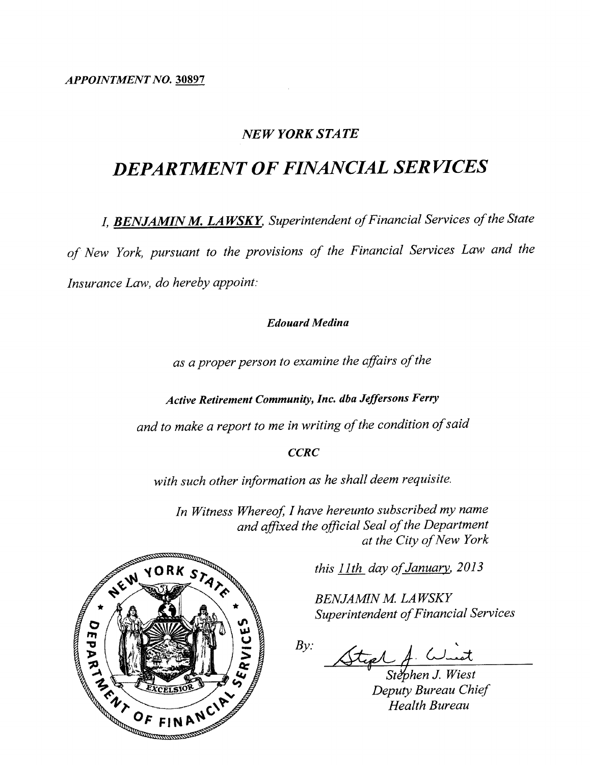*APPOINTMENT NO. 30897*

*NEW YORK STATE*

# *DEPARTMENT OF FINANCIAL SERVICES*

*I, **BENJAMIN M. LAWSKY**, Superintendent of Financial Services of the State of New York, pursuant to the provisions of the Financial Services Law and the Insurance Law, do hereby appoint:*

***Edouard Medina***

*as a proper person to examine the affairs of the*

***Active Retirement Community, Inc. dba Jeffersons Ferry***

*and to make a report to me in writing of the condition of said*

***CCRC***

*with such other information as he shall deem requisite.*

*In Witness Whereof, I have hereunto subscribed my name and affixed the official Seal of the Department at the City of New York*

*this 11th day of January, 2013*

*BENJAMIN M. LAWSKY*
*Superintendent of Financial Services*

*By:*

*Stephen J. Wiest*
*Deputy Bureau Chief*
*Health Bureau*

NEW YORK STATE ★ DEPARTMENT OF FINANCIAL SERVICES ★ EXCELSIOR